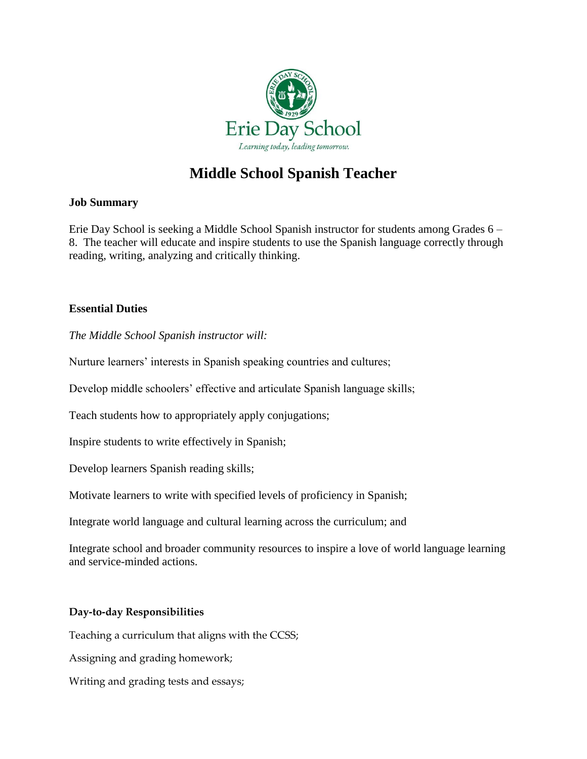Erie Day School

*Learning today, leading tomorrow.*

# Middle School Spanish Teacher

## Job Summary

Erie Day School is seeking a Middle School Spanish instructor for students among Grades 6 – 8. The teacher will educate and inspire students to use the Spanish language correctly through reading, writing, analyzing and critically thinking.

## Essential Duties

*The Middle School Spanish instructor will:*

Nurture learners' interests in Spanish speaking countries and cultures;

Develop middle schoolers' effective and articulate Spanish language skills;

Teach students how to appropriately apply conjugations;

Inspire students to write effectively in Spanish;

Develop learners Spanish reading skills;

Motivate learners to write with specified levels of proficiency in Spanish;

Integrate world language and cultural learning across the curriculum; and

Integrate school and broader community resources to inspire a love of world language learning and service-minded actions.

## Day-to-day Responsibilities

Teaching a curriculum that aligns with the CCSS;

Assigning and grading homework;

Writing and grading tests and essays;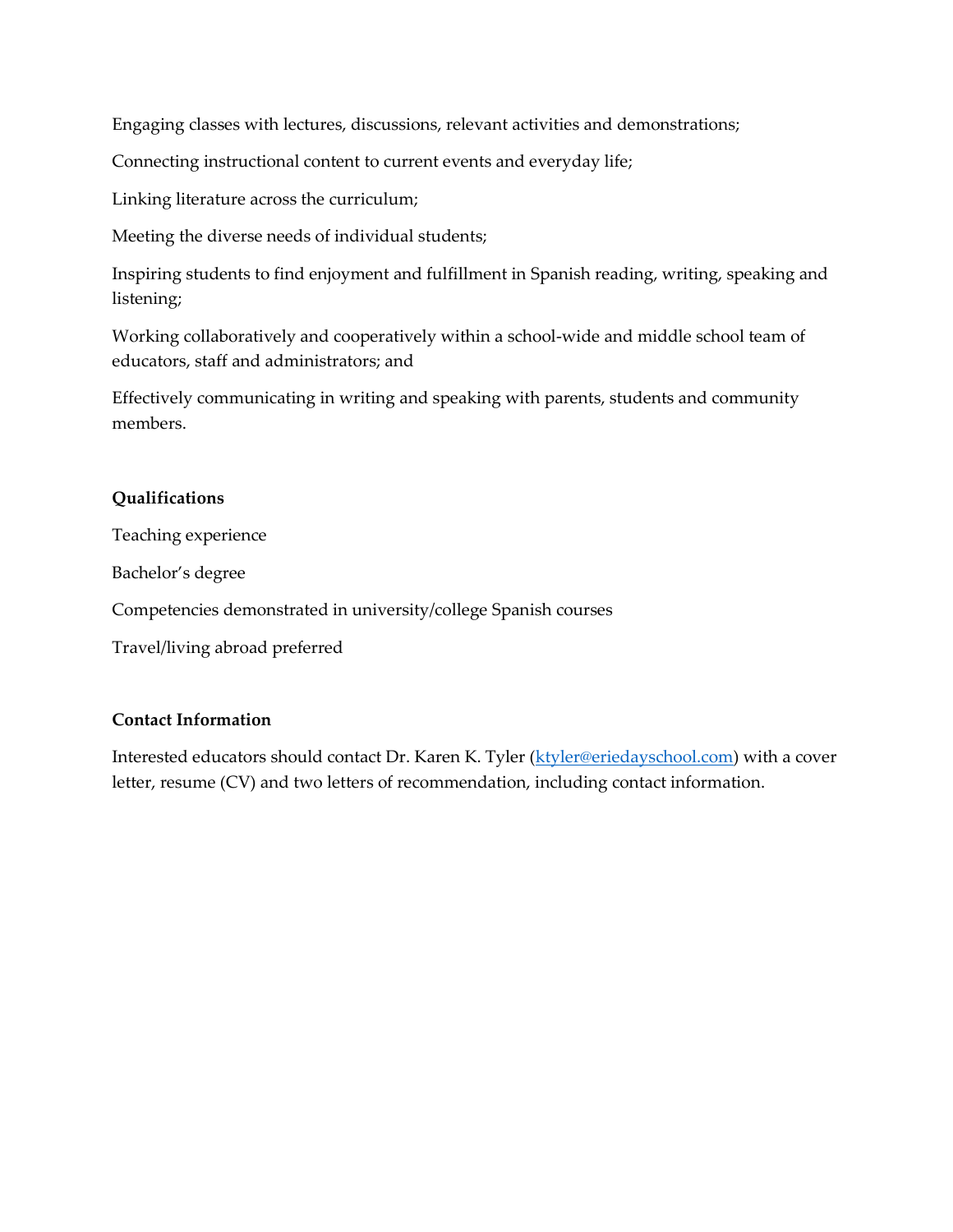Engaging classes with lectures, discussions, relevant activities and demonstrations;

Connecting instructional content to current events and everyday life;

Linking literature across the curriculum;

Meeting the diverse needs of individual students;

Inspiring students to find enjoyment and fulfillment in Spanish reading, writing, speaking and listening;

Working collaboratively and cooperatively within a school-wide and middle school team of educators, staff and administrators; and

Effectively communicating in writing and speaking with parents, students and community members.

**Qualifications**

Teaching experience

Bachelor's degree

Competencies demonstrated in university/college Spanish courses

Travel/living abroad preferred

**Contact Information**

Interested educators should contact Dr. Karen K. Tyler (ktyler@eriedayschool.com) with a cover letter, resume (CV) and two letters of recommendation, including contact information.